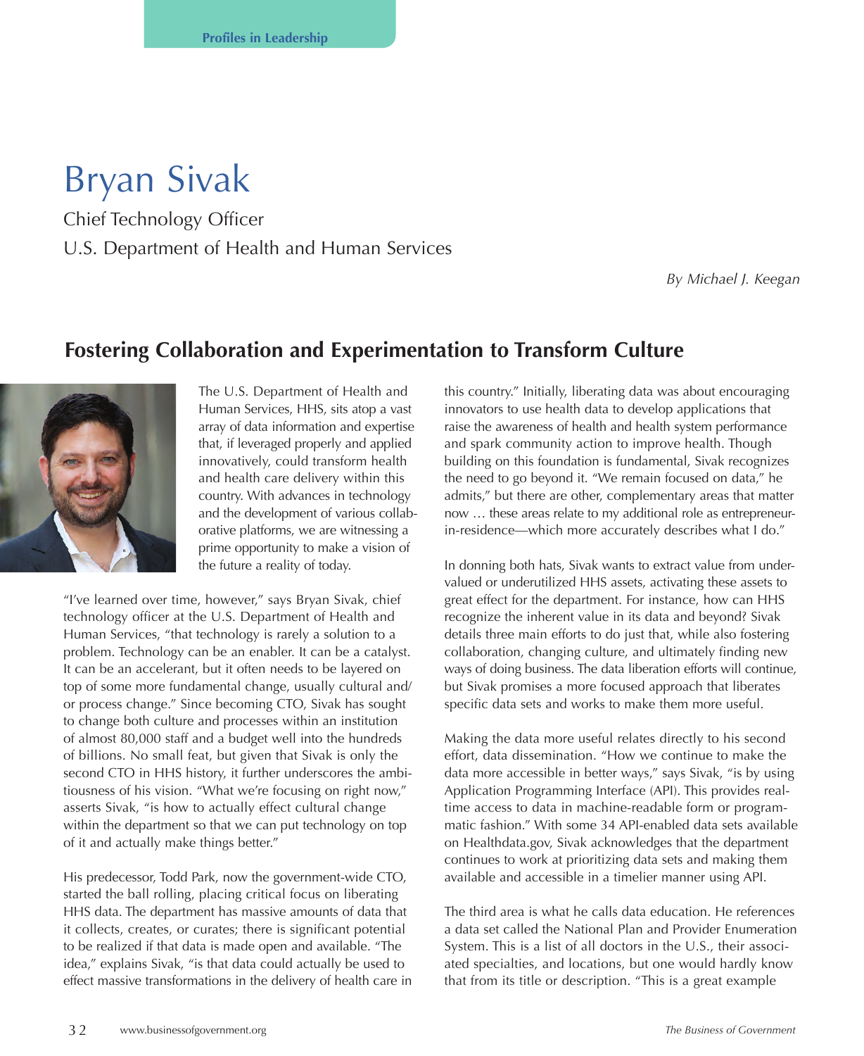Profiles in Leadership

# Bryan Sivak

Chief Technology Officer

U.S. Department of Health and Human Services

*By Michael J. Keegan*

## Fostering Collaboration and Experimentation to Transform Culture

The U.S. Department of Health and Human Services, HHS, sits atop a vast array of data information and expertise that, if leveraged properly and applied innovatively, could transform health and health care delivery within this country. With advances in technology and the development of various collaborative platforms, we are witnessing a prime opportunity to make a vision of the future a reality of today.

"I've learned over time, however," says Bryan Sivak, chief technology officer at the U.S. Department of Health and Human Services, "that technology is rarely a solution to a problem. Technology can be an enabler. It can be a catalyst. It can be an accelerant, but it often needs to be layered on top of some more fundamental change, usually cultural and/or process change." Since becoming CTO, Sivak has sought to change both culture and processes within an institution of almost 80,000 staff and a budget well into the hundreds of billions. No small feat, but given that Sivak is only the second CTO in HHS history, it further underscores the ambitiousness of his vision. "What we're focusing on right now," asserts Sivak, "is how to actually effect cultural change within the department so that we can put technology on top of it and actually make things better."

His predecessor, Todd Park, now the government-wide CTO, started the ball rolling, placing critical focus on liberating HHS data. The department has massive amounts of data that it collects, creates, or curates; there is significant potential to be realized if that data is made open and available. "The idea," explains Sivak, "is that data could actually be used to effect massive transformations in the delivery of health care in this country." Initially, liberating data was about encouraging innovators to use health data to develop applications that raise the awareness of health and health system performance and spark community action to improve health. Though building on this foundation is fundamental, Sivak recognizes the need to go beyond it. "We remain focused on data," he admits," but there are other, complementary areas that matter now … these areas relate to my additional role as entrepreneur-in-residence—which more accurately describes what I do."

In donning both hats, Sivak wants to extract value from undervalued or underutilized HHS assets, activating these assets to great effect for the department. For instance, how can HHS recognize the inherent value in its data and beyond? Sivak details three main efforts to do just that, while also fostering collaboration, changing culture, and ultimately finding new ways of doing business. The data liberation efforts will continue, but Sivak promises a more focused approach that liberates specific data sets and works to make them more useful.

Making the data more useful relates directly to his second effort, data dissemination. "How we continue to make the data more accessible in better ways," says Sivak, "is by using Application Programming Interface (API). This provides real-time access to data in machine-readable form or programmatic fashion." With some 34 API-enabled data sets available on Healthdata.gov, Sivak acknowledges that the department continues to work at prioritizing data sets and making them available and accessible in a timelier manner using API.

The third area is what he calls data education. He references a data set called the National Plan and Provider Enumeration System. This is a list of all doctors in the U.S., their associated specialties, and locations, but one would hardly know that from its title or description. "This is a great example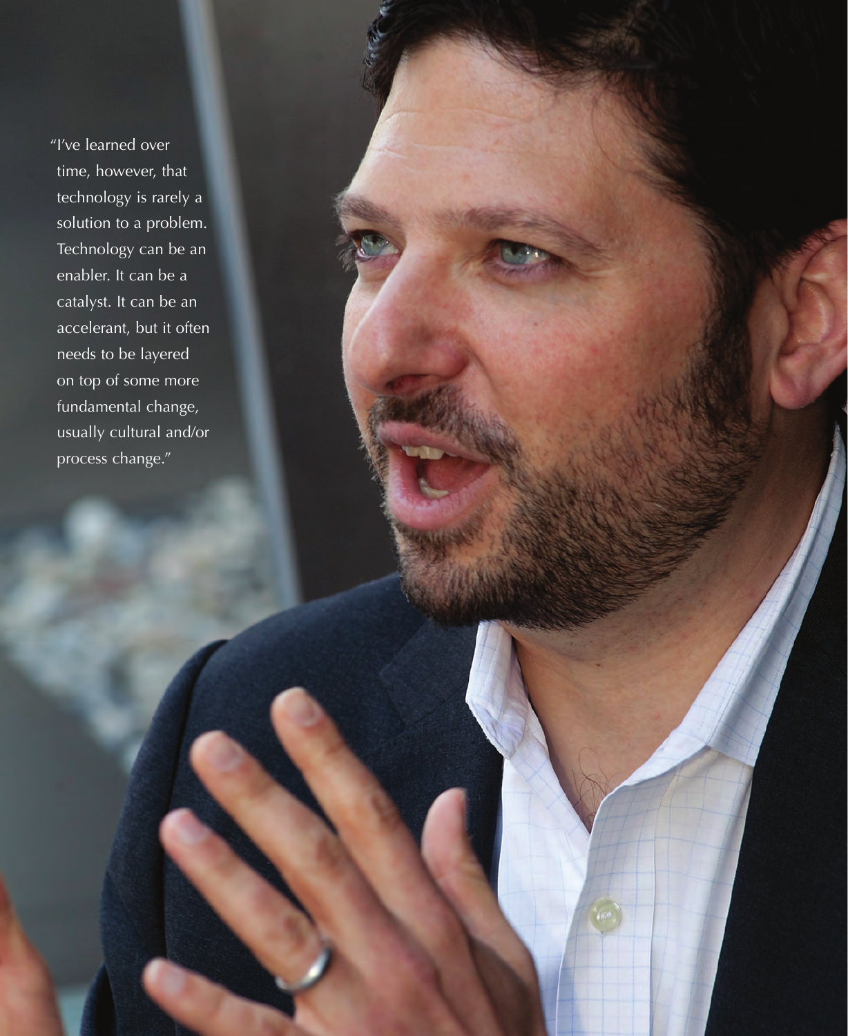"I've learned over time, however, that technology is rarely a solution to a problem. Technology can be an enabler. It can be a catalyst. It can be an accelerant, but it often needs to be layered on top of some more fundamental change, usually cultural and/or process change."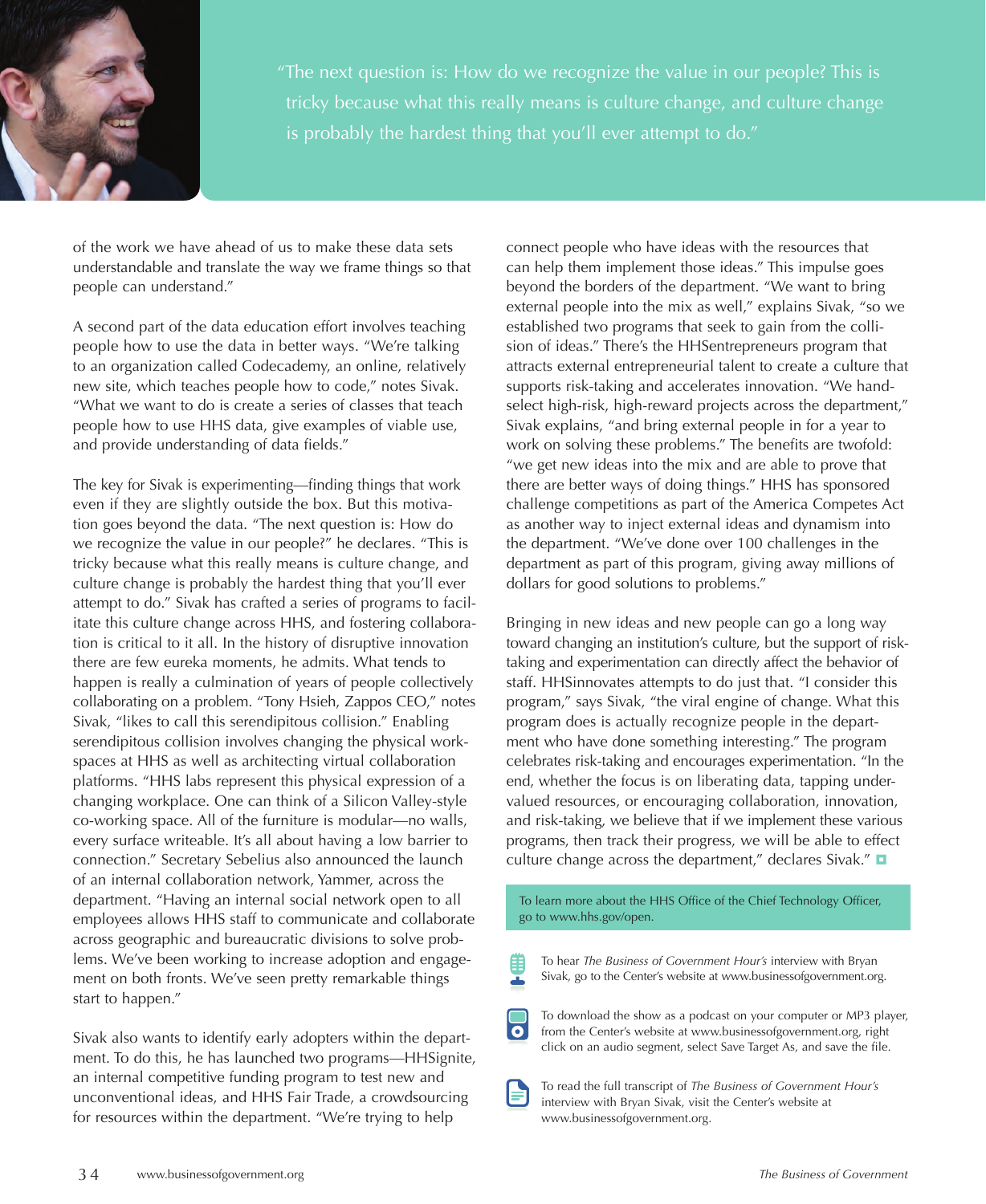> "The next question is: How do we recognize the value in our people? This is tricky because what this really means is culture change, and culture change is probably the hardest thing that you'll ever attempt to do."

of the work we have ahead of us to make these data sets understandable and translate the way we frame things so that people can understand."

A second part of the data education effort involves teaching people how to use the data in better ways. "We're talking to an organization called Codecademy, an online, relatively new site, which teaches people how to code," notes Sivak. "What we want to do is create a series of classes that teach people how to use HHS data, give examples of viable use, and provide understanding of data fields."

The key for Sivak is experimenting—finding things that work even if they are slightly outside the box. But this motivation goes beyond the data. "The next question is: How do we recognize the value in our people?" he declares. "This is tricky because what this really means is culture change, and culture change is probably the hardest thing that you'll ever attempt to do." Sivak has crafted a series of programs to facilitate this culture change across HHS, and fostering collaboration is critical to it all. In the history of disruptive innovation there are few eureka moments, he admits. What tends to happen is really a culmination of years of people collectively collaborating on a problem. "Tony Hsieh, Zappos CEO," notes Sivak, "likes to call this serendipitous collision." Enabling serendipitous collision involves changing the physical workspaces at HHS as well as architecting virtual collaboration platforms. "HHS labs represent this physical expression of a changing workplace. One can think of a Silicon Valley-style co-working space. All of the furniture is modular—no walls, every surface writeable. It's all about having a low barrier to connection." Secretary Sebelius also announced the launch of an internal collaboration network, Yammer, across the department. "Having an internal social network open to all employees allows HHS staff to communicate and collaborate across geographic and bureaucratic divisions to solve problems. We've been working to increase adoption and engagement on both fronts. We've seen pretty remarkable things start to happen."

Sivak also wants to identify early adopters within the department. To do this, he has launched two programs—HHSignite, an internal competitive funding program to test new and unconventional ideas, and HHS Fair Trade, a crowdsourcing for resources within the department. "We're trying to help connect people who have ideas with the resources that can help them implement those ideas." This impulse goes beyond the borders of the department. "We want to bring external people into the mix as well," explains Sivak, "so we established two programs that seek to gain from the collision of ideas." There's the HHSentrepreneurs program that attracts external entrepreneurial talent to create a culture that supports risk-taking and accelerates innovation. "We handselect high-risk, high-reward projects across the department," Sivak explains, "and bring external people in for a year to work on solving these problems." The benefits are twofold: "we get new ideas into the mix and are able to prove that there are better ways of doing things." HHS has sponsored challenge competitions as part of the America Competes Act as another way to inject external ideas and dynamism into the department. "We've done over 100 challenges in the department as part of this program, giving away millions of dollars for good solutions to problems."

Bringing in new ideas and new people can go a long way toward changing an institution's culture, but the support of risk-taking and experimentation can directly affect the behavior of staff. HHSinnovates attempts to do just that. "I consider this program," says Sivak, "the viral engine of change. What this program does is actually recognize people in the department who have done something interesting." The program celebrates risk-taking and encourages experimentation. "In the end, whether the focus is on liberating data, tapping undervalued resources, or encouraging collaboration, innovation, and risk-taking, we believe that if we implement these various programs, then track their progress, we will be able to effect culture change across the department," declares Sivak. ■

To learn more about the HHS Office of the Chief Technology Officer, go to www.hhs.gov/open.

To hear *The Business of Government Hour's* interview with Bryan Sivak, go to the Center's website at www.businessofgovernment.org.

To download the show as a podcast on your computer or MP3 player, from the Center's website at www.businessofgovernment.org, right click on an audio segment, select Save Target As, and save the file.

To read the full transcript of *The Business of Government Hour's* interview with Bryan Sivak, visit the Center's website at www.businessofgovernment.org.